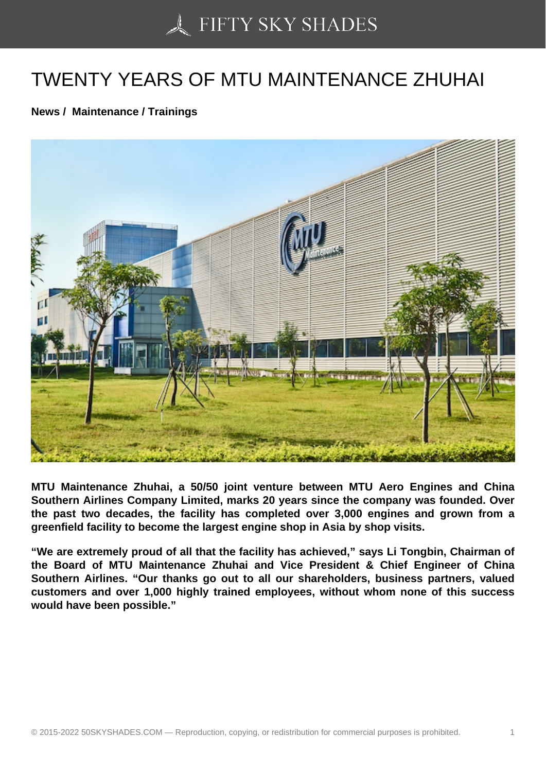# TWENTY YEARS OF MTU MAINTENANCE ZHUHAI

**News / Maintenance / Trainings**

**MTU Maintenance Zhuhai, a 50/50 joint venture between MTU Aero Engines and China Southern Airlines Company Limited, marks 20 years since the company was founded. Over the past two decades, the facility has completed over 3,000 engines and grown from a greenfield facility to become the largest engine shop in Asia by shop visits.**

**"We are extremely proud of all that the facility has achieved," says Li Tongbin, Chairman of the Board of MTU Maintenance Zhuhai and Vice President & Chief Engineer of China Southern Airlines. "Our thanks go out to all our shareholders, business partners, valued customers and over 1,000 highly trained employees, without whom none of this success would have been possible."**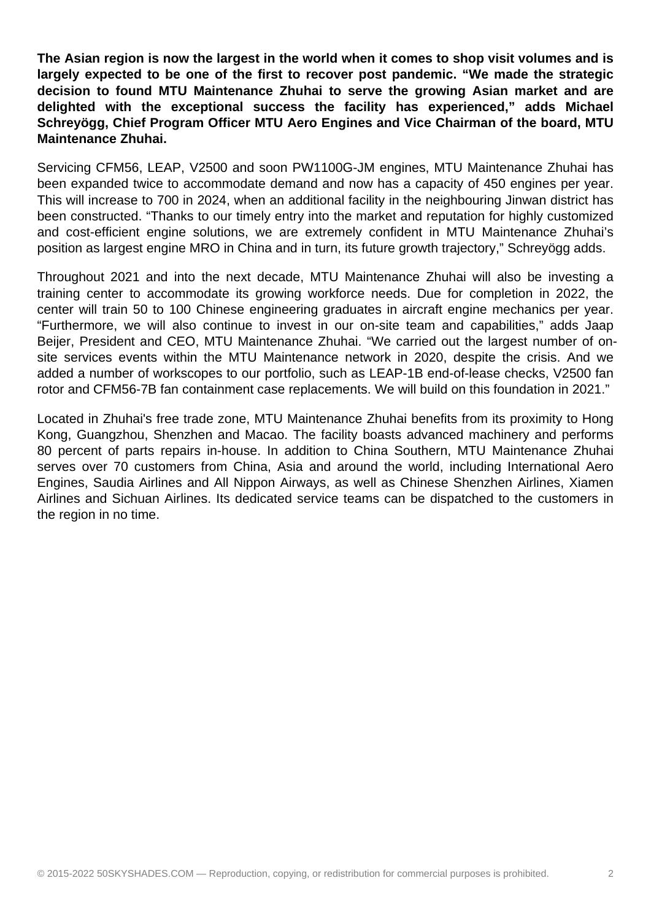**The Asian region is now the largest in the world when it comes to shop visit volumes and is largely expected to be one of the first to recover post pandemic. “We made the strategic decision to found MTU Maintenance Zhuhai to serve the growing Asian market and are delighted with the exceptional success the facility has experienced,” adds Michael Schreyögg, Chief Program Officer MTU Aero Engines and Vice Chairman of the board, MTU Maintenance Zhuhai.**

Servicing CFM56, LEAP, V2500 and soon PW1100G-JM engines, MTU Maintenance Zhuhai has been expanded twice to accommodate demand and now has a capacity of 450 engines per year. This will increase to 700 in 2024, when an additional facility in the neighbouring Jinwan district has been constructed. “Thanks to our timely entry into the market and reputation for highly customized and cost-efficient engine solutions, we are extremely confident in MTU Maintenance Zhuhai’s position as largest engine MRO in China and in turn, its future growth trajectory,” Schreyögg adds.

Throughout 2021 and into the next decade, MTU Maintenance Zhuhai will also be investing a training center to accommodate its growing workforce needs. Due for completion in 2022, the center will train 50 to 100 Chinese engineering graduates in aircraft engine mechanics per year. “Furthermore, we will also continue to invest in our on-site team and capabilities,” adds Jaap Beijer, President and CEO, MTU Maintenance Zhuhai. “We carried out the largest number of on-site services events within the MTU Maintenance network in 2020, despite the crisis. And we added a number of workscopes to our portfolio, such as LEAP-1B end-of-lease checks, V2500 fan rotor and CFM56-7B fan containment case replacements. We will build on this foundation in 2021.”

Located in Zhuhai's free trade zone, MTU Maintenance Zhuhai benefits from its proximity to Hong Kong, Guangzhou, Shenzhen and Macao. The facility boasts advanced machinery and performs 80 percent of parts repairs in-house. In addition to China Southern, MTU Maintenance Zhuhai serves over 70 customers from China, Asia and around the world, including International Aero Engines, Saudia Airlines and All Nippon Airways, as well as Chinese Shenzhen Airlines, Xiamen Airlines and Sichuan Airlines. Its dedicated service teams can be dispatched to the customers in the region in no time.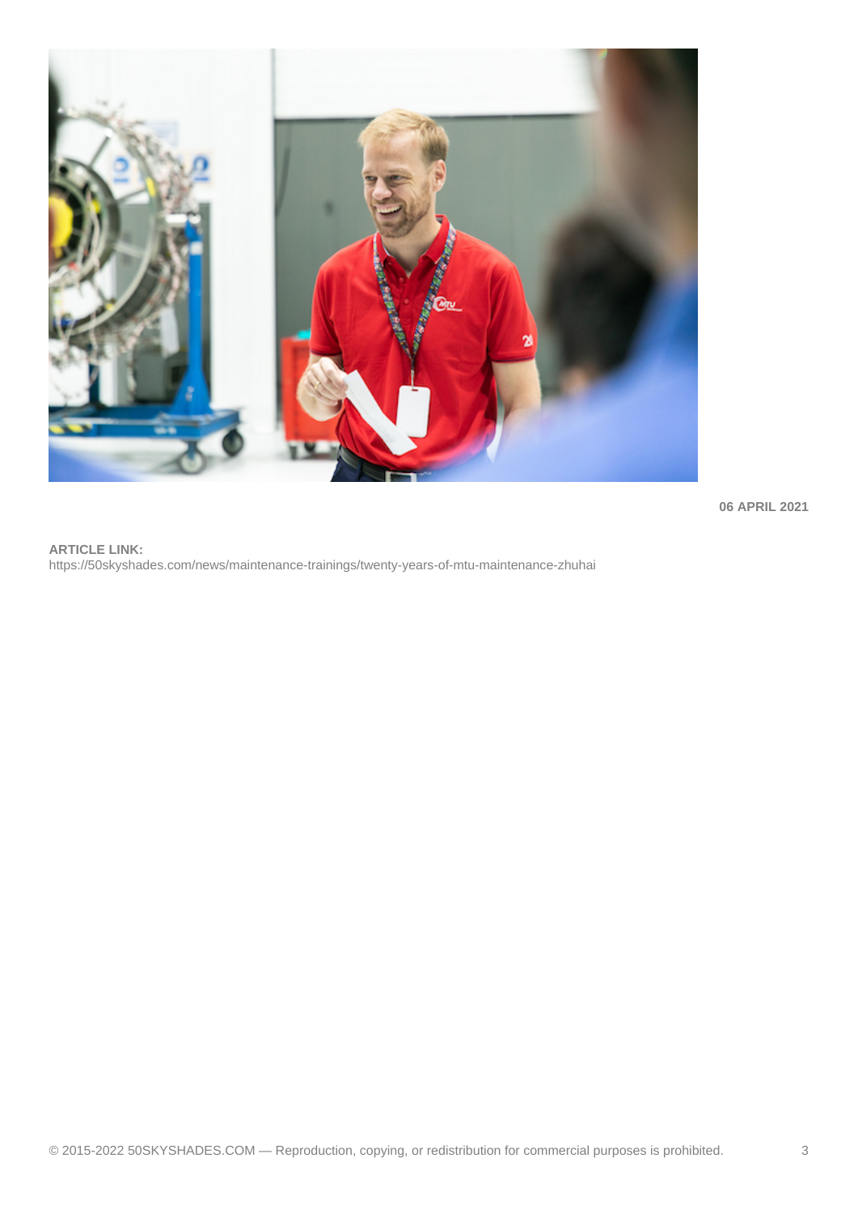06 APRIL 2021

**ARTICLE LINK:**
https://50skyshades.com/news/maintenance-trainings/twenty-years-of-mtu-maintenance-zhuhai

© 2015-2022 50SKYSHADES.COM — Reproduction, copying, or redistribution for commercial purposes is prohibited.